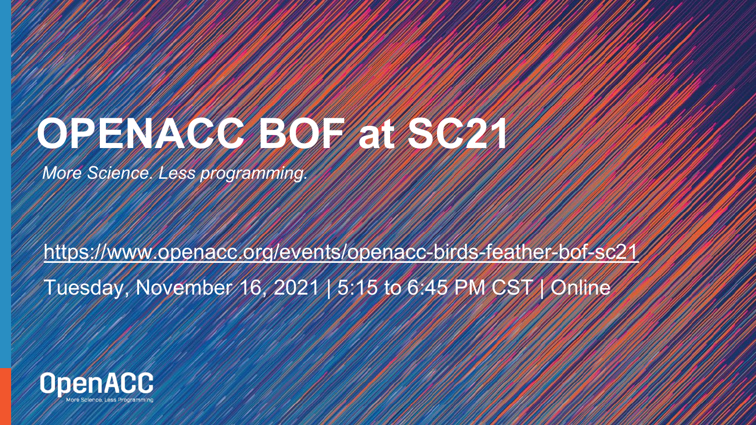# OPENACC BOF at SC21

*More Science. Less programming.*

https://www.openacc.org/events/openacc-birds-feather-bof-sc21

Tuesday, November 16, 2021 | 5:15 to 6:45 PM CST | Online

OpenACC

More Science, Less Programming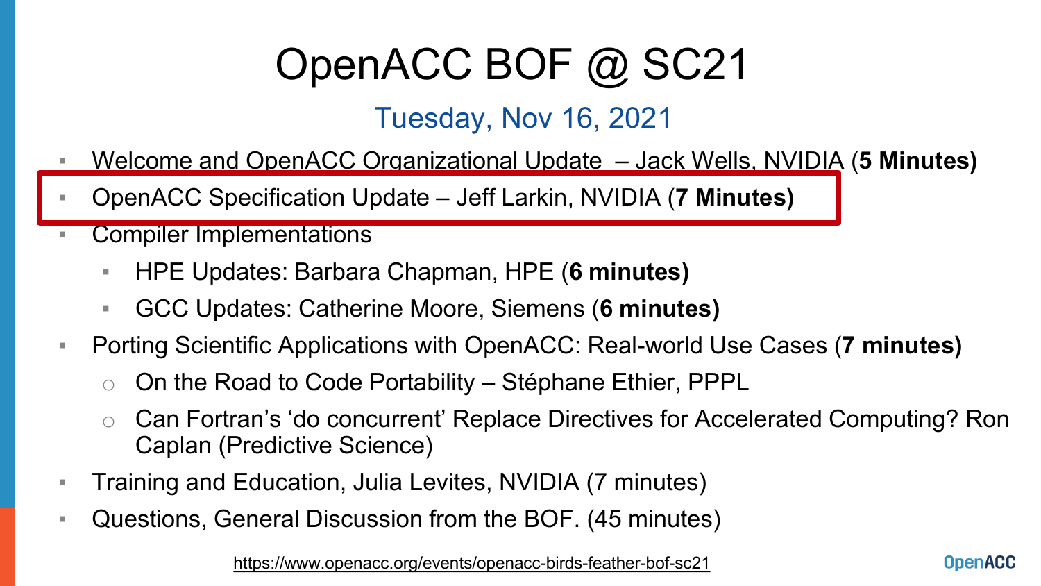# OpenACC BOF @ SC21

## Tuesday, Nov 16, 2021

- Welcome and OpenACC Organizational Update – Jack Wells, NVIDIA (**5 Minutes)**
- OpenACC Specification Update – Jeff Larkin, NVIDIA (**7 Minutes)**
- Compiler Implementations
  - HPE Updates: Barbara Chapman, HPE (**6 minutes)**
  - GCC Updates: Catherine Moore, Siemens (**6 minutes)**
- Porting Scientific Applications with OpenACC: Real-world Use Cases (**7 minutes)**
  - On the Road to Code Portability – Stéphane Ethier, PPPL
  - Can Fortran's 'do concurrent' Replace Directives for Accelerated Computing? Ron Caplan (Predictive Science)
- Training and Education, Julia Levites, NVIDIA (7 minutes)
- Questions, General Discussion from the BOF. (45 minutes)

https://www.openacc.org/events/openacc-birds-feather-bof-sc21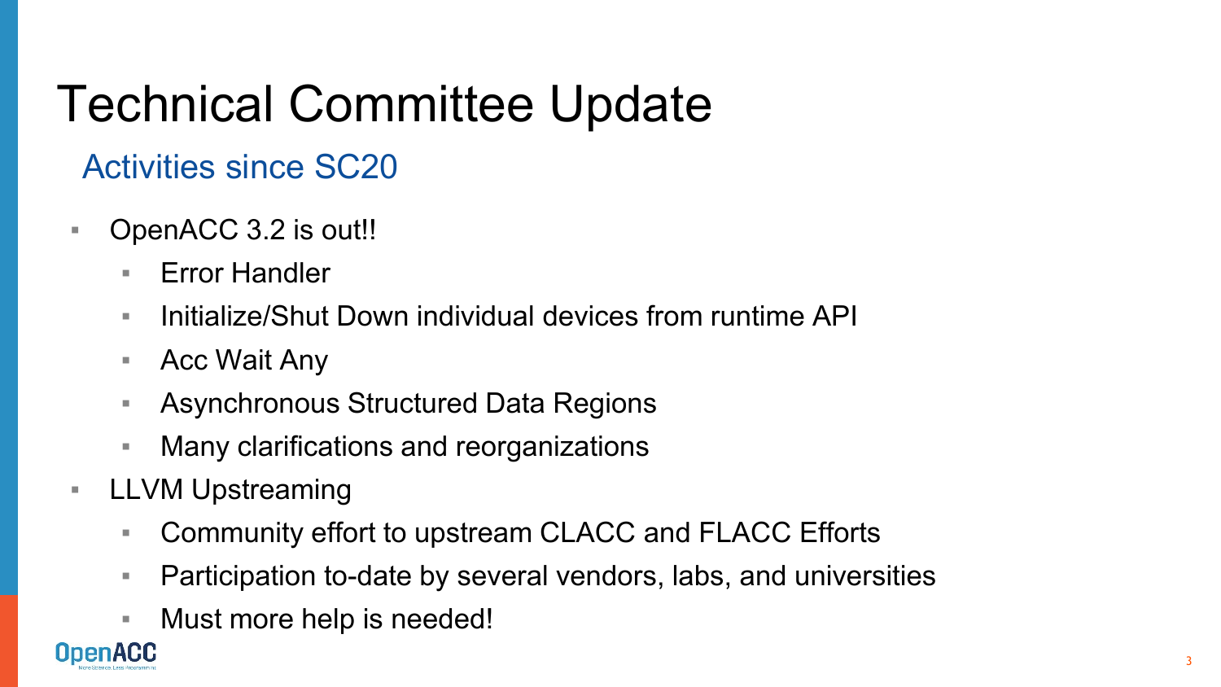# Technical Committee Update

## Activities since SC20

- OpenACC 3.2 is out!!
  - Error Handler
  - Initialize/Shut Down individual devices from runtime API
  - Acc Wait Any
  - Asynchronous Structured Data Regions
  - Many clarifications and reorganizations
- LLVM Upstreaming
  - Community effort to upstream CLACC and FLACC Efforts
  - Participation to-date by several vendors, labs, and universities
  - Must more help is needed!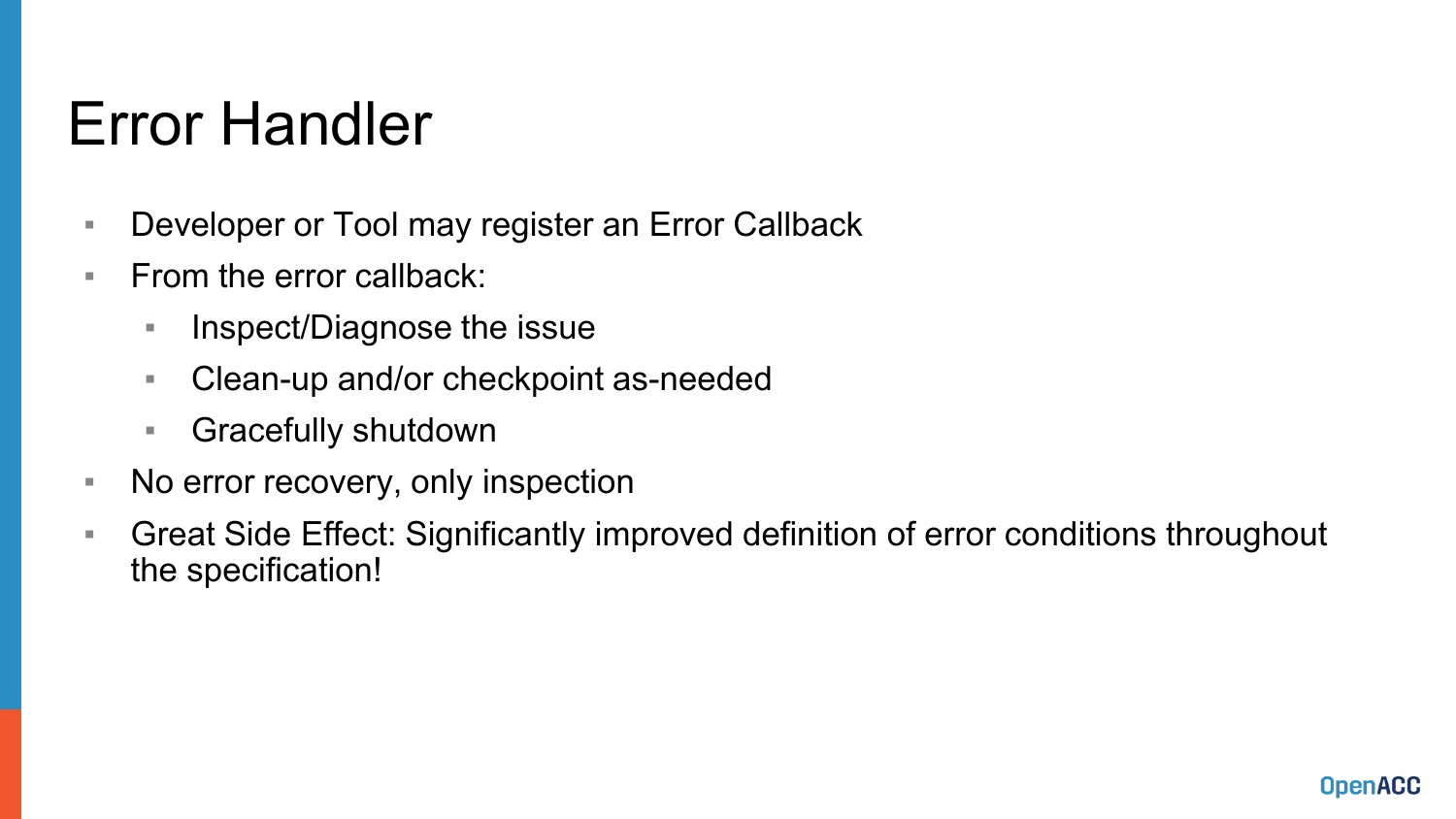# Error Handler

- Developer or Tool may register an Error Callback
- From the error callback:
  - Inspect/Diagnose the issue
  - Clean-up and/or checkpoint as-needed
  - Gracefully shutdown
- No error recovery, only inspection
- Great Side Effect: Significantly improved definition of error conditions throughout the specification!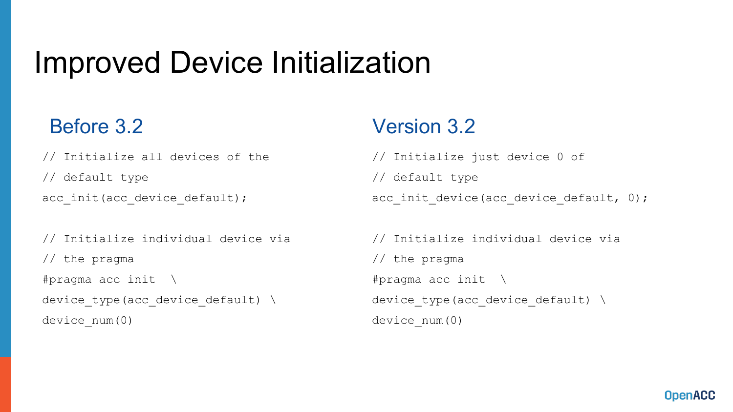# Improved Device Initialization

## Before 3.2

```
// Initialize all devices of the
// default type
acc_init(acc_device_default);

// Initialize individual device via
// the pragma
#pragma acc init  \
device_type(acc_device_default) \
device_num(0)
```

## Version 3.2

```
// Initialize just device 0 of
// default type
acc_init_device(acc_device_default, 0);

// Initialize individual device via
// the pragma
#pragma acc init  \
device_type(acc_device_default) \
device_num(0)
```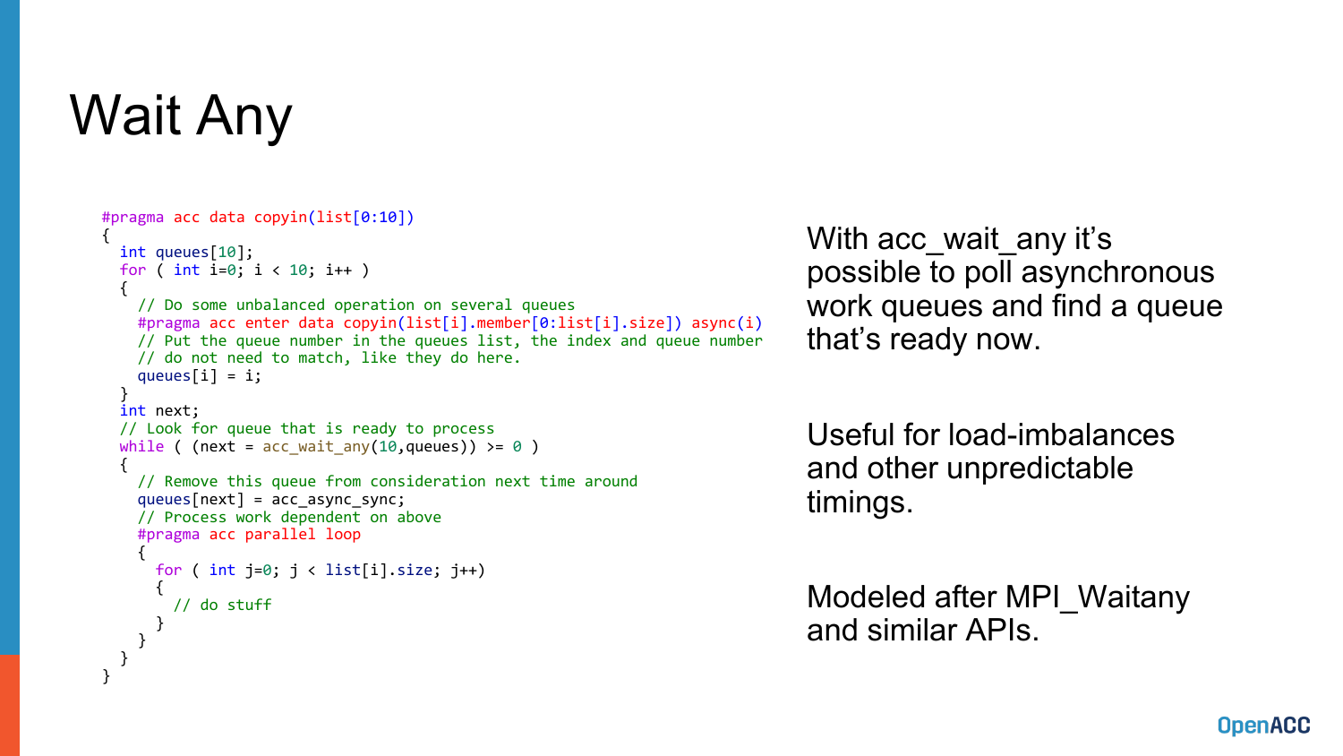# Wait Any

```
#pragma acc data copyin(list[0:10])
{
  int queues[10];
  for ( int i=0; i < 10; i++ )
  {
    // Do some unbalanced operation on several queues
    #pragma acc enter data copyin(list[i].member[0:list[i].size]) async(i)
    // Put the queue number in the queues list, the index and queue number
    // do not need to match, like they do here.
    queues[i] = i;
  }
  int next;
  // Look for queue that is ready to process
  while ( (next = acc_wait_any(10,queues)) >= 0 )
  {
    // Remove this queue from consideration next time around
    queues[next] = acc_async_sync;
    // Process work dependent on above
    #pragma acc parallel loop
    {
      for ( int j=0; j < list[i].size; j++)
      {
        // do stuff
      }
    }
  }
}
```

With acc_wait_any it's possible to poll asynchronous work queues and find a queue that's ready now.

Useful for load-imbalances and other unpredictable timings.

Modeled after MPI_Waitany and similar APIs.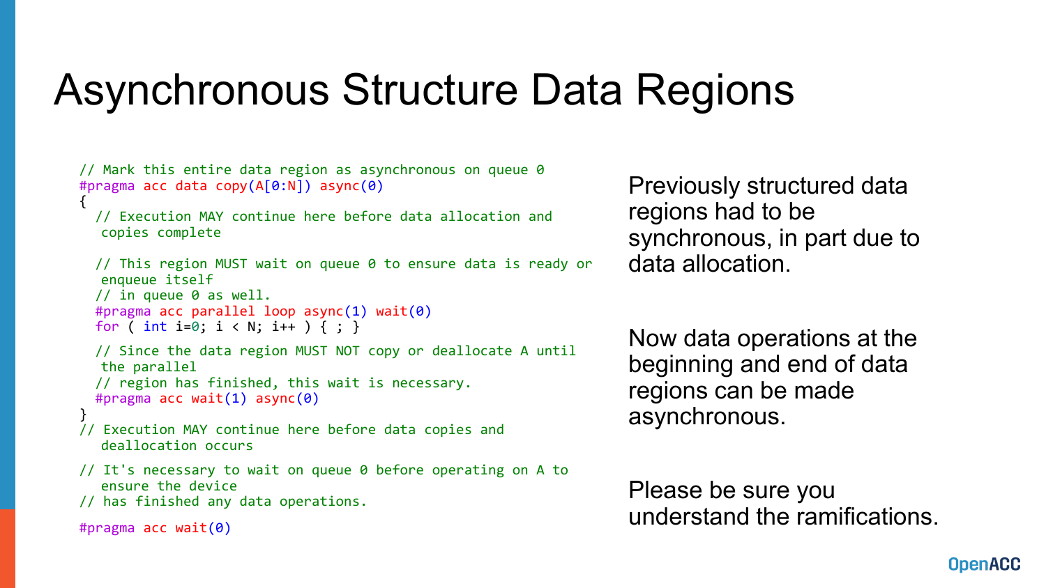# Asynchronous Structure Data Regions

```c
// Mark this entire data region as asynchronous on queue 0
#pragma acc data copy(A[0:N]) async(0)
{
  // Execution MAY continue here before data allocation and
   copies complete

  // This region MUST wait on queue 0 to ensure data is ready or
   enqueue itself
  // in queue 0 as well.
  #pragma acc parallel loop async(1) wait(0)
  for ( int i=0; i < N; i++ ) { ; }

  // Since the data region MUST NOT copy or deallocate A until
   the parallel
  // region has finished, this wait is necessary.
  #pragma acc wait(1) async(0)
}
// Execution MAY continue here before data copies and
   deallocation occurs

// It's necessary to wait on queue 0 before operating on A to
   ensure the device
// has finished any data operations.

#pragma acc wait(0)
```

Previously structured data regions had to be synchronous, in part due to data allocation.

Now data operations at the beginning and end of data regions can be made asynchronous.

Please be sure you understand the ramifications.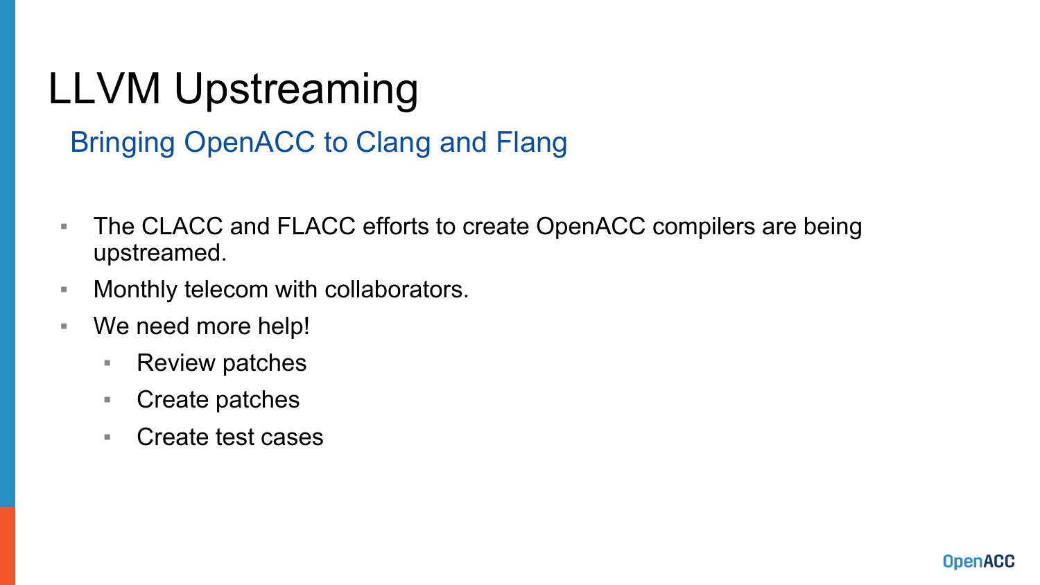# LLVM Upstreaming

## Bringing OpenACC to Clang and Flang

- The CLACC and FLACC efforts to create OpenACC compilers are being upstreamed.
- Monthly telecom with collaborators.
- We need more help!
  - Review patches
  - Create patches
  - Create test cases